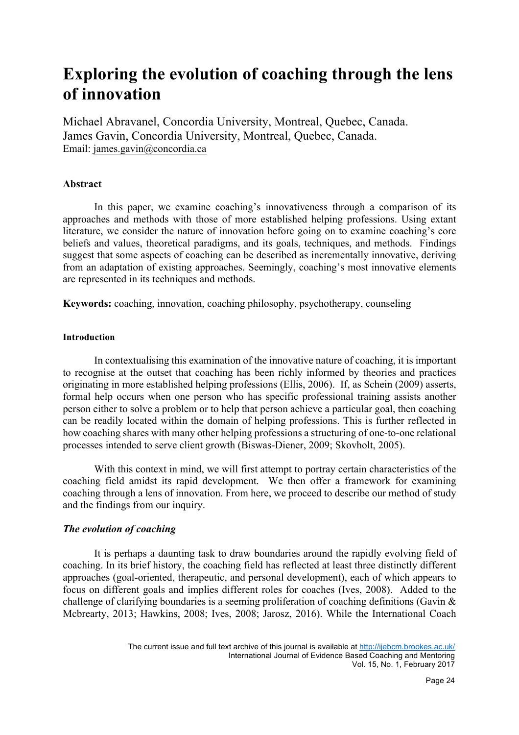# Exploring the evolution of coaching through the lens of innovation

Michael Abravanel, Concordia University, Montreal, Quebec, Canada.
James Gavin, Concordia University, Montreal, Quebec, Canada.
Email: james.gavin@concordia.ca

### Abstract

In this paper, we examine coaching's innovativeness through a comparison of its approaches and methods with those of more established helping professions. Using extant literature, we consider the nature of innovation before going on to examine coaching's core beliefs and values, theoretical paradigms, and its goals, techniques, and methods. Findings suggest that some aspects of coaching can be described as incrementally innovative, deriving from an adaptation of existing approaches. Seemingly, coaching's most innovative elements are represented in its techniques and methods.

**Keywords:** coaching, innovation, coaching philosophy, psychotherapy, counseling

### Introduction

In contextualising this examination of the innovative nature of coaching, it is important to recognise at the outset that coaching has been richly informed by theories and practices originating in more established helping professions (Ellis, 2006). If, as Schein (2009) asserts, formal help occurs when one person who has specific professional training assists another person either to solve a problem or to help that person achieve a particular goal, then coaching can be readily located within the domain of helping professions. This is further reflected in how coaching shares with many other helping professions a structuring of one-to-one relational processes intended to serve client growth (Biswas-Diener, 2009; Skovholt, 2005).

With this context in mind, we will first attempt to portray certain characteristics of the coaching field amidst its rapid development. We then offer a framework for examining coaching through a lens of innovation. From here, we proceed to describe our method of study and the findings from our inquiry.

### *The evolution of coaching*

It is perhaps a daunting task to draw boundaries around the rapidly evolving field of coaching. In its brief history, the coaching field has reflected at least three distinctly different approaches (goal-oriented, therapeutic, and personal development), each of which appears to focus on different goals and implies different roles for coaches (Ives, 2008). Added to the challenge of clarifying boundaries is a seeming proliferation of coaching definitions (Gavin & Mcbrearty, 2013; Hawkins, 2008; Ives, 2008; Jarosz, 2016). While the International Coach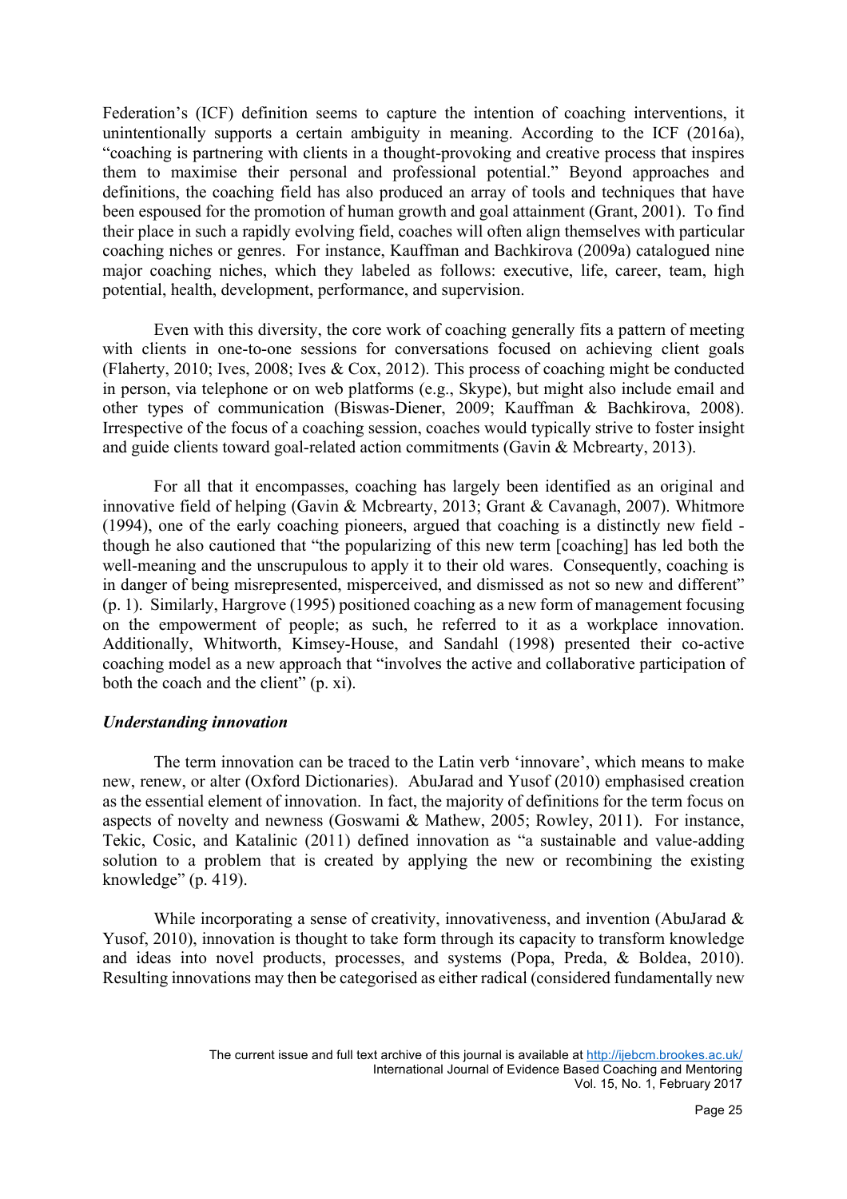Federation's (ICF) definition seems to capture the intention of coaching interventions, it unintentionally supports a certain ambiguity in meaning. According to the ICF (2016a), "coaching is partnering with clients in a thought-provoking and creative process that inspires them to maximise their personal and professional potential." Beyond approaches and definitions, the coaching field has also produced an array of tools and techniques that have been espoused for the promotion of human growth and goal attainment (Grant, 2001). To find their place in such a rapidly evolving field, coaches will often align themselves with particular coaching niches or genres. For instance, Kauffman and Bachkirova (2009a) catalogued nine major coaching niches, which they labeled as follows: executive, life, career, team, high potential, health, development, performance, and supervision.

Even with this diversity, the core work of coaching generally fits a pattern of meeting with clients in one-to-one sessions for conversations focused on achieving client goals (Flaherty, 2010; Ives, 2008; Ives & Cox, 2012). This process of coaching might be conducted in person, via telephone or on web platforms (e.g., Skype), but might also include email and other types of communication (Biswas-Diener, 2009; Kauffman & Bachkirova, 2008). Irrespective of the focus of a coaching session, coaches would typically strive to foster insight and guide clients toward goal-related action commitments (Gavin & Mcbrearty, 2013).

For all that it encompasses, coaching has largely been identified as an original and innovative field of helping (Gavin & Mcbrearty, 2013; Grant & Cavanagh, 2007). Whitmore (1994), one of the early coaching pioneers, argued that coaching is a distinctly new field - though he also cautioned that "the popularizing of this new term [coaching] has led both the well-meaning and the unscrupulous to apply it to their old wares. Consequently, coaching is in danger of being misrepresented, misperceived, and dismissed as not so new and different" (p. 1). Similarly, Hargrove (1995) positioned coaching as a new form of management focusing on the empowerment of people; as such, he referred to it as a workplace innovation. Additionally, Whitworth, Kimsey-House, and Sandahl (1998) presented their co-active coaching model as a new approach that "involves the active and collaborative participation of both the coach and the client" (p. xi).

### *Understanding innovation*

The term innovation can be traced to the Latin verb 'innovare', which means to make new, renew, or alter (Oxford Dictionaries). AbuJarad and Yusof (2010) emphasised creation as the essential element of innovation. In fact, the majority of definitions for the term focus on aspects of novelty and newness (Goswami & Mathew, 2005; Rowley, 2011). For instance, Tekic, Cosic, and Katalinic (2011) defined innovation as "a sustainable and value-adding solution to a problem that is created by applying the new or recombining the existing knowledge" (p. 419).

While incorporating a sense of creativity, innovativeness, and invention (AbuJarad & Yusof, 2010), innovation is thought to take form through its capacity to transform knowledge and ideas into novel products, processes, and systems (Popa, Preda, & Boldea, 2010). Resulting innovations may then be categorised as either radical (considered fundamentally new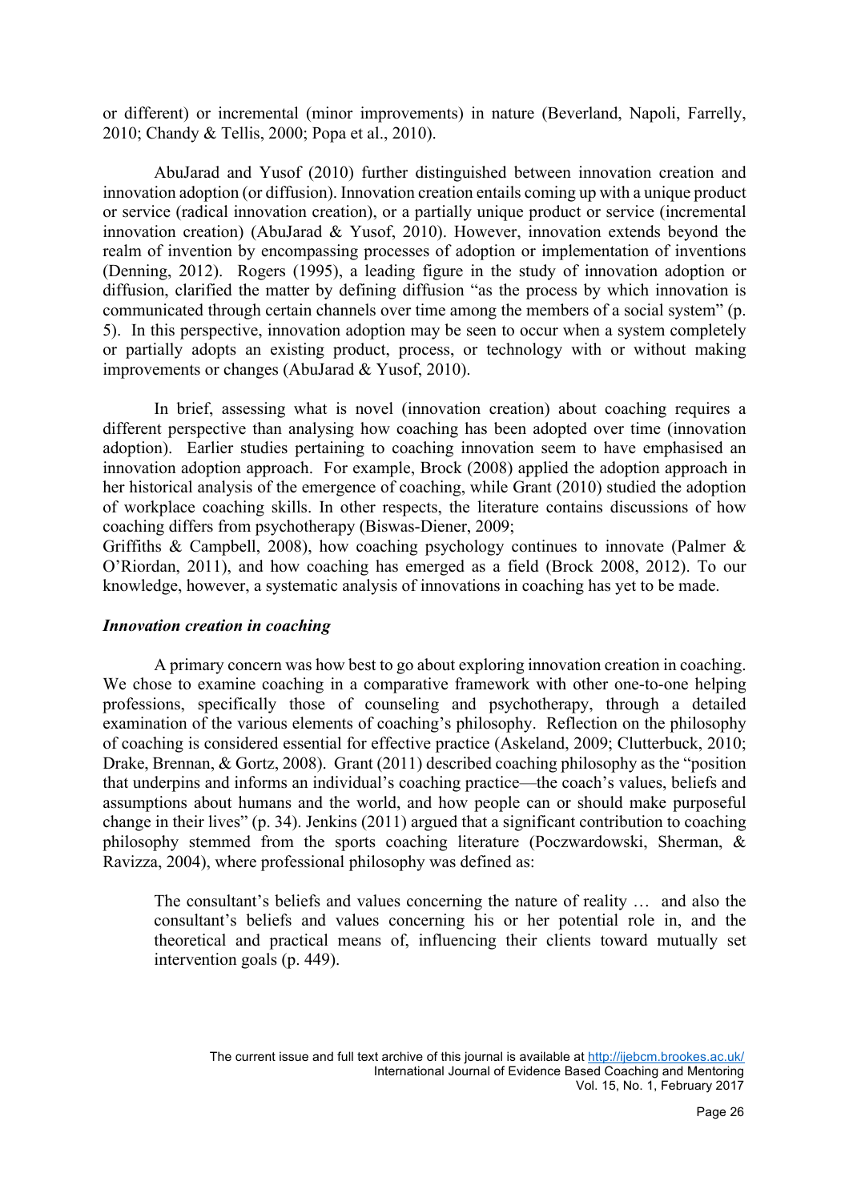or different) or incremental (minor improvements) in nature (Beverland, Napoli, Farrelly, 2010; Chandy & Tellis, 2000; Popa et al., 2010).

AbuJarad and Yusof (2010) further distinguished between innovation creation and innovation adoption (or diffusion). Innovation creation entails coming up with a unique product or service (radical innovation creation), or a partially unique product or service (incremental innovation creation) (AbuJarad & Yusof, 2010). However, innovation extends beyond the realm of invention by encompassing processes of adoption or implementation of inventions (Denning, 2012). Rogers (1995), a leading figure in the study of innovation adoption or diffusion, clarified the matter by defining diffusion "as the process by which innovation is communicated through certain channels over time among the members of a social system" (p. 5). In this perspective, innovation adoption may be seen to occur when a system completely or partially adopts an existing product, process, or technology with or without making improvements or changes (AbuJarad & Yusof, 2010).

In brief, assessing what is novel (innovation creation) about coaching requires a different perspective than analysing how coaching has been adopted over time (innovation adoption). Earlier studies pertaining to coaching innovation seem to have emphasised an innovation adoption approach. For example, Brock (2008) applied the adoption approach in her historical analysis of the emergence of coaching, while Grant (2010) studied the adoption of workplace coaching skills. In other respects, the literature contains discussions of how coaching differs from psychotherapy (Biswas-Diener, 2009; Griffiths & Campbell, 2008), how coaching psychology continues to innovate (Palmer & O'Riordan, 2011), and how coaching has emerged as a field (Brock 2008, 2012). To our knowledge, however, a systematic analysis of innovations in coaching has yet to be made.

### *Innovation creation in coaching*

A primary concern was how best to go about exploring innovation creation in coaching. We chose to examine coaching in a comparative framework with other one-to-one helping professions, specifically those of counseling and psychotherapy, through a detailed examination of the various elements of coaching's philosophy. Reflection on the philosophy of coaching is considered essential for effective practice (Askeland, 2009; Clutterbuck, 2010; Drake, Brennan, & Gortz, 2008). Grant (2011) described coaching philosophy as the "position that underpins and informs an individual's coaching practice—the coach's values, beliefs and assumptions about humans and the world, and how people can or should make purposeful change in their lives" (p. 34). Jenkins (2011) argued that a significant contribution to coaching philosophy stemmed from the sports coaching literature (Poczwardowski, Sherman, & Ravizza, 2004), where professional philosophy was defined as:

> The consultant's beliefs and values concerning the nature of reality … and also the consultant's beliefs and values concerning his or her potential role in, and the theoretical and practical means of, influencing their clients toward mutually set intervention goals (p. 449).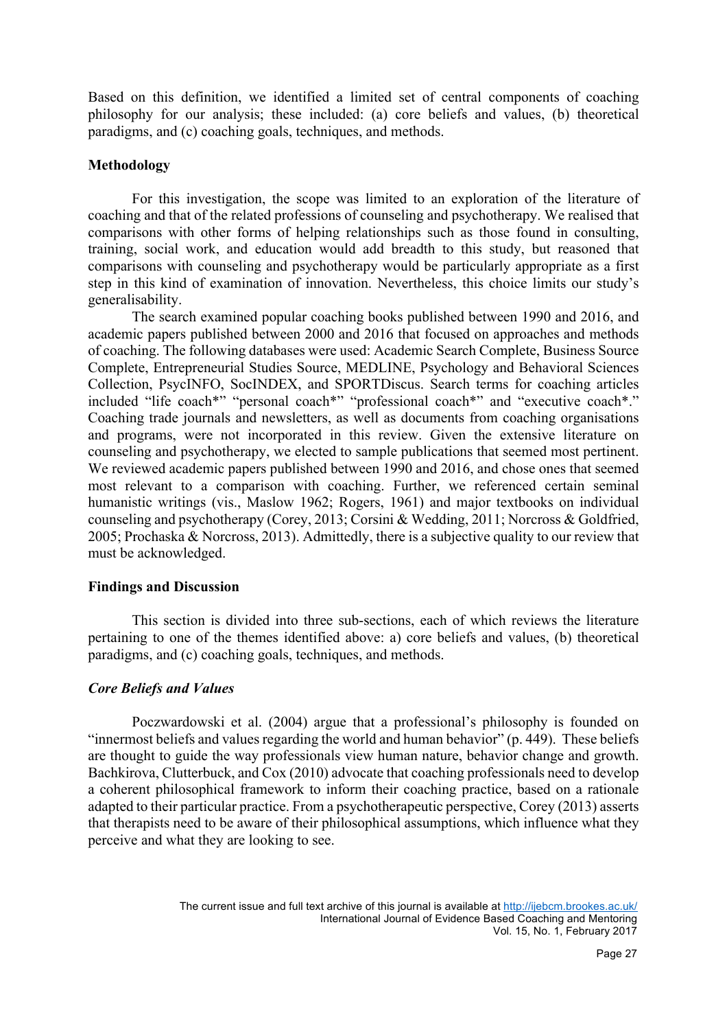Based on this definition, we identified a limited set of central components of coaching philosophy for our analysis; these included: (a) core beliefs and values, (b) theoretical paradigms, and (c) coaching goals, techniques, and methods.

## Methodology

For this investigation, the scope was limited to an exploration of the literature of coaching and that of the related professions of counseling and psychotherapy. We realised that comparisons with other forms of helping relationships such as those found in consulting, training, social work, and education would add breadth to this study, but reasoned that comparisons with counseling and psychotherapy would be particularly appropriate as a first step in this kind of examination of innovation. Nevertheless, this choice limits our study's generalisability.

The search examined popular coaching books published between 1990 and 2016, and academic papers published between 2000 and 2016 that focused on approaches and methods of coaching. The following databases were used: Academic Search Complete, Business Source Complete, Entrepreneurial Studies Source, MEDLINE, Psychology and Behavioral Sciences Collection, PsycINFO, SocINDEX, and SPORTDiscus. Search terms for coaching articles included "life coach*" "personal coach*" "professional coach*" and "executive coach*." Coaching trade journals and newsletters, as well as documents from coaching organisations and programs, were not incorporated in this review. Given the extensive literature on counseling and psychotherapy, we elected to sample publications that seemed most pertinent. We reviewed academic papers published between 1990 and 2016, and chose ones that seemed most relevant to a comparison with coaching. Further, we referenced certain seminal humanistic writings (vis., Maslow 1962; Rogers, 1961) and major textbooks on individual counseling and psychotherapy (Corey, 2013; Corsini & Wedding, 2011; Norcross & Goldfried, 2005; Prochaska & Norcross, 2013). Admittedly, there is a subjective quality to our review that must be acknowledged.

## Findings and Discussion

This section is divided into three sub-sections, each of which reviews the literature pertaining to one of the themes identified above: a) core beliefs and values, (b) theoretical paradigms, and (c) coaching goals, techniques, and methods.

### *Core Beliefs and Values*

Poczwardowski et al. (2004) argue that a professional's philosophy is founded on "innermost beliefs and values regarding the world and human behavior" (p. 449). These beliefs are thought to guide the way professionals view human nature, behavior change and growth. Bachkirova, Clutterbuck, and Cox (2010) advocate that coaching professionals need to develop a coherent philosophical framework to inform their coaching practice, based on a rationale adapted to their particular practice. From a psychotherapeutic perspective, Corey (2013) asserts that therapists need to be aware of their philosophical assumptions, which influence what they perceive and what they are looking to see.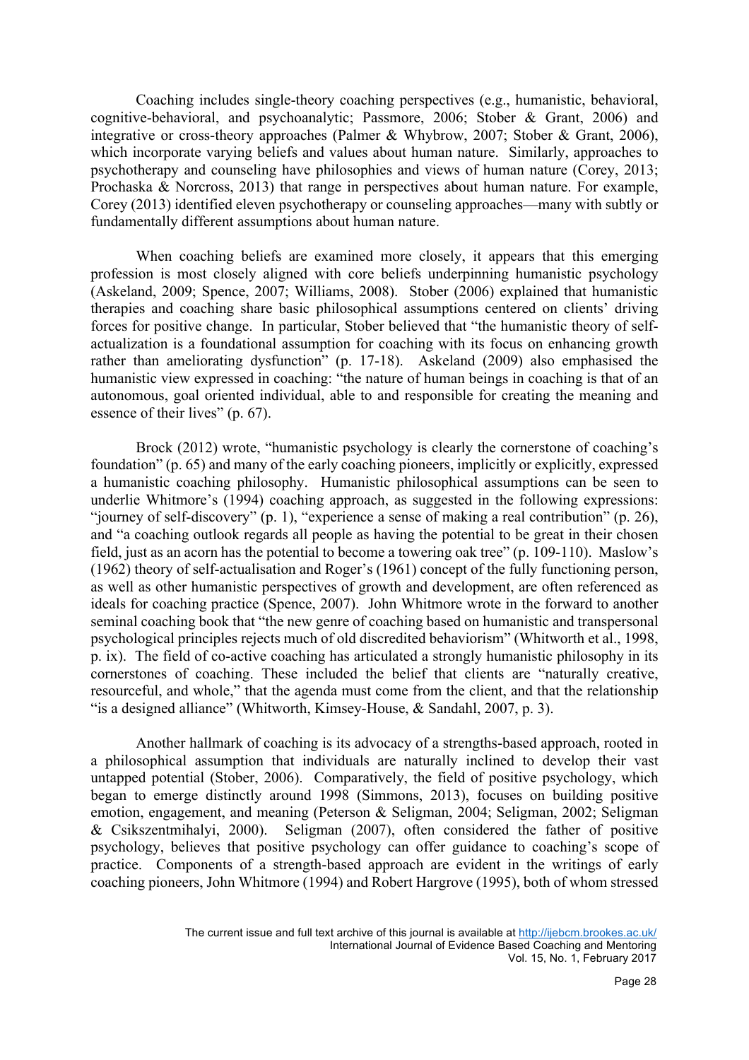Coaching includes single-theory coaching perspectives (e.g., humanistic, behavioral, cognitive-behavioral, and psychoanalytic; Passmore, 2006; Stober & Grant, 2006) and integrative or cross-theory approaches (Palmer & Whybrow, 2007; Stober & Grant, 2006), which incorporate varying beliefs and values about human nature. Similarly, approaches to psychotherapy and counseling have philosophies and views of human nature (Corey, 2013; Prochaska & Norcross, 2013) that range in perspectives about human nature. For example, Corey (2013) identified eleven psychotherapy or counseling approaches—many with subtly or fundamentally different assumptions about human nature.

When coaching beliefs are examined more closely, it appears that this emerging profession is most closely aligned with core beliefs underpinning humanistic psychology (Askeland, 2009; Spence, 2007; Williams, 2008). Stober (2006) explained that humanistic therapies and coaching share basic philosophical assumptions centered on clients' driving forces for positive change. In particular, Stober believed that "the humanistic theory of self-actualization is a foundational assumption for coaching with its focus on enhancing growth rather than ameliorating dysfunction" (p. 17-18). Askeland (2009) also emphasised the humanistic view expressed in coaching: "the nature of human beings in coaching is that of an autonomous, goal oriented individual, able to and responsible for creating the meaning and essence of their lives" (p. 67).

Brock (2012) wrote, "humanistic psychology is clearly the cornerstone of coaching's foundation" (p. 65) and many of the early coaching pioneers, implicitly or explicitly, expressed a humanistic coaching philosophy. Humanistic philosophical assumptions can be seen to underlie Whitmore's (1994) coaching approach, as suggested in the following expressions: "journey of self-discovery" (p. 1), "experience a sense of making a real contribution" (p. 26), and "a coaching outlook regards all people as having the potential to be great in their chosen field, just as an acorn has the potential to become a towering oak tree" (p. 109-110). Maslow's (1962) theory of self-actualisation and Roger's (1961) concept of the fully functioning person, as well as other humanistic perspectives of growth and development, are often referenced as ideals for coaching practice (Spence, 2007). John Whitmore wrote in the forward to another seminal coaching book that "the new genre of coaching based on humanistic and transpersonal psychological principles rejects much of old discredited behaviorism" (Whitworth et al., 1998, p. ix). The field of co-active coaching has articulated a strongly humanistic philosophy in its cornerstones of coaching. These included the belief that clients are "naturally creative, resourceful, and whole," that the agenda must come from the client, and that the relationship "is a designed alliance" (Whitworth, Kimsey-House, & Sandahl, 2007, p. 3).

Another hallmark of coaching is its advocacy of a strengths-based approach, rooted in a philosophical assumption that individuals are naturally inclined to develop their vast untapped potential (Stober, 2006). Comparatively, the field of positive psychology, which began to emerge distinctly around 1998 (Simmons, 2013), focuses on building positive emotion, engagement, and meaning (Peterson & Seligman, 2004; Seligman, 2002; Seligman & Csikszentmihalyi, 2000). Seligman (2007), often considered the father of positive psychology, believes that positive psychology can offer guidance to coaching's scope of practice. Components of a strength-based approach are evident in the writings of early coaching pioneers, John Whitmore (1994) and Robert Hargrove (1995), both of whom stressed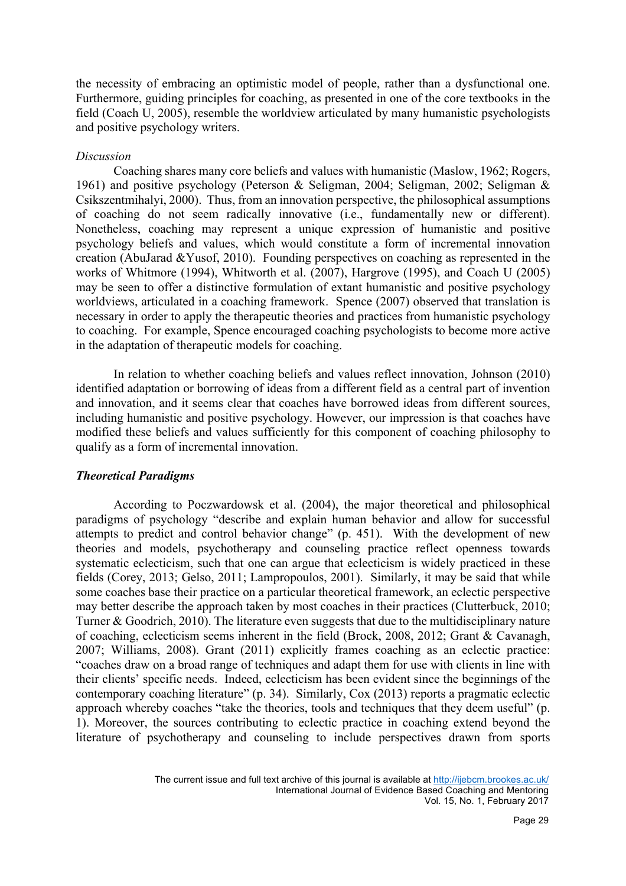the necessity of embracing an optimistic model of people, rather than a dysfunctional one. Furthermore, guiding principles for coaching, as presented in one of the core textbooks in the field (Coach U, 2005), resemble the worldview articulated by many humanistic psychologists and positive psychology writers.

*Discussion*

Coaching shares many core beliefs and values with humanistic (Maslow, 1962; Rogers, 1961) and positive psychology (Peterson & Seligman, 2004; Seligman, 2002; Seligman & Csikszentmihalyi, 2000). Thus, from an innovation perspective, the philosophical assumptions of coaching do not seem radically innovative (i.e., fundamentally new or different). Nonetheless, coaching may represent a unique expression of humanistic and positive psychology beliefs and values, which would constitute a form of incremental innovation creation (AbuJarad &Yusof, 2010). Founding perspectives on coaching as represented in the works of Whitmore (1994), Whitworth et al. (2007), Hargrove (1995), and Coach U (2005) may be seen to offer a distinctive formulation of extant humanistic and positive psychology worldviews, articulated in a coaching framework. Spence (2007) observed that translation is necessary in order to apply the therapeutic theories and practices from humanistic psychology to coaching. For example, Spence encouraged coaching psychologists to become more active in the adaptation of therapeutic models for coaching.

In relation to whether coaching beliefs and values reflect innovation, Johnson (2010) identified adaptation or borrowing of ideas from a different field as a central part of invention and innovation, and it seems clear that coaches have borrowed ideas from different sources, including humanistic and positive psychology. However, our impression is that coaches have modified these beliefs and values sufficiently for this component of coaching philosophy to qualify as a form of incremental innovation.

***Theoretical Paradigms***

According to Poczwardowsk et al. (2004), the major theoretical and philosophical paradigms of psychology "describe and explain human behavior and allow for successful attempts to predict and control behavior change" (p. 451). With the development of new theories and models, psychotherapy and counseling practice reflect openness towards systematic eclecticism, such that one can argue that eclecticism is widely practiced in these fields (Corey, 2013; Gelso, 2011; Lampropoulos, 2001). Similarly, it may be said that while some coaches base their practice on a particular theoretical framework, an eclectic perspective may better describe the approach taken by most coaches in their practices (Clutterbuck, 2010; Turner & Goodrich, 2010). The literature even suggests that due to the multidisciplinary nature of coaching, eclecticism seems inherent in the field (Brock, 2008, 2012; Grant & Cavanagh, 2007; Williams, 2008). Grant (2011) explicitly frames coaching as an eclectic practice: "coaches draw on a broad range of techniques and adapt them for use with clients in line with their clients' specific needs. Indeed, eclecticism has been evident since the beginnings of the contemporary coaching literature" (p. 34). Similarly, Cox (2013) reports a pragmatic eclectic approach whereby coaches "take the theories, tools and techniques that they deem useful" (p. 1). Moreover, the sources contributing to eclectic practice in coaching extend beyond the literature of psychotherapy and counseling to include perspectives drawn from sports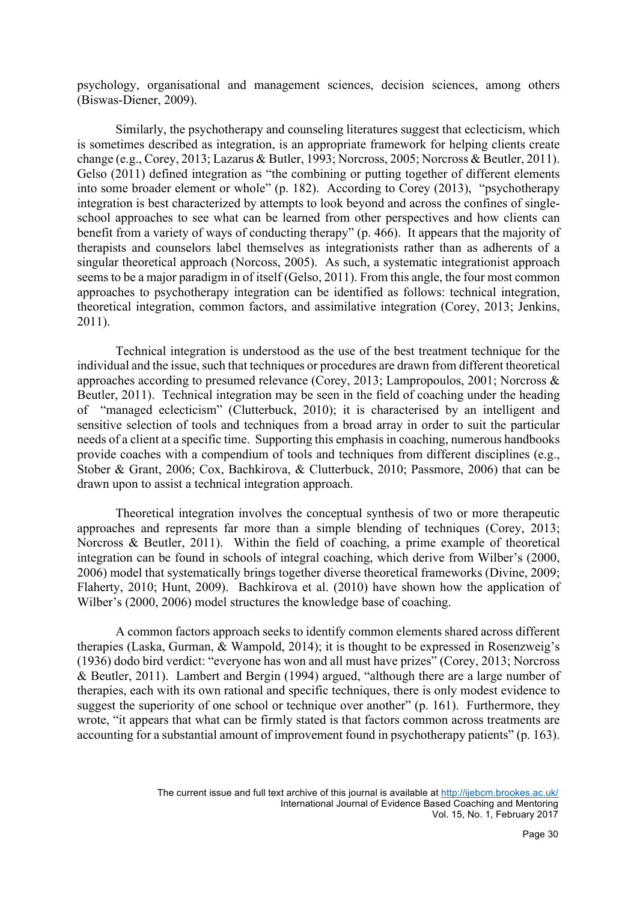psychology, organisational and management sciences, decision sciences, among others (Biswas-Diener, 2009).

Similarly, the psychotherapy and counseling literatures suggest that eclecticism, which is sometimes described as integration, is an appropriate framework for helping clients create change (e.g., Corey, 2013; Lazarus & Butler, 1993; Norcross, 2005; Norcross & Beutler, 2011). Gelso (2011) defined integration as "the combining or putting together of different elements into some broader element or whole" (p. 182). According to Corey (2013), "psychotherapy integration is best characterized by attempts to look beyond and across the confines of single-school approaches to see what can be learned from other perspectives and how clients can benefit from a variety of ways of conducting therapy" (p. 466). It appears that the majority of therapists and counselors label themselves as integrationists rather than as adherents of a singular theoretical approach (Norcoss, 2005). As such, a systematic integrationist approach seems to be a major paradigm in of itself (Gelso, 2011). From this angle, the four most common approaches to psychotherapy integration can be identified as follows: technical integration, theoretical integration, common factors, and assimilative integration (Corey, 2013; Jenkins, 2011).

Technical integration is understood as the use of the best treatment technique for the individual and the issue, such that techniques or procedures are drawn from different theoretical approaches according to presumed relevance (Corey, 2013; Lampropoulos, 2001; Norcross & Beutler, 2011). Technical integration may be seen in the field of coaching under the heading of "managed eclecticism" (Clutterbuck, 2010); it is characterised by an intelligent and sensitive selection of tools and techniques from a broad array in order to suit the particular needs of a client at a specific time. Supporting this emphasis in coaching, numerous handbooks provide coaches with a compendium of tools and techniques from different disciplines (e.g., Stober & Grant, 2006; Cox, Bachkirova, & Clutterbuck, 2010; Passmore, 2006) that can be drawn upon to assist a technical integration approach.

Theoretical integration involves the conceptual synthesis of two or more therapeutic approaches and represents far more than a simple blending of techniques (Corey, 2013; Norcross & Beutler, 2011). Within the field of coaching, a prime example of theoretical integration can be found in schools of integral coaching, which derive from Wilber's (2000, 2006) model that systematically brings together diverse theoretical frameworks (Divine, 2009; Flaherty, 2010; Hunt, 2009). Bachkirova et al. (2010) have shown how the application of Wilber's (2000, 2006) model structures the knowledge base of coaching.

A common factors approach seeks to identify common elements shared across different therapies (Laska, Gurman, & Wampold, 2014); it is thought to be expressed in Rosenzweig's (1936) dodo bird verdict: "everyone has won and all must have prizes" (Corey, 2013; Norcross & Beutler, 2011). Lambert and Bergin (1994) argued, "although there are a large number of therapies, each with its own rational and specific techniques, there is only modest evidence to suggest the superiority of one school or technique over another" (p. 161). Furthermore, they wrote, "it appears that what can be firmly stated is that factors common across treatments are accounting for a substantial amount of improvement found in psychotherapy patients" (p. 163).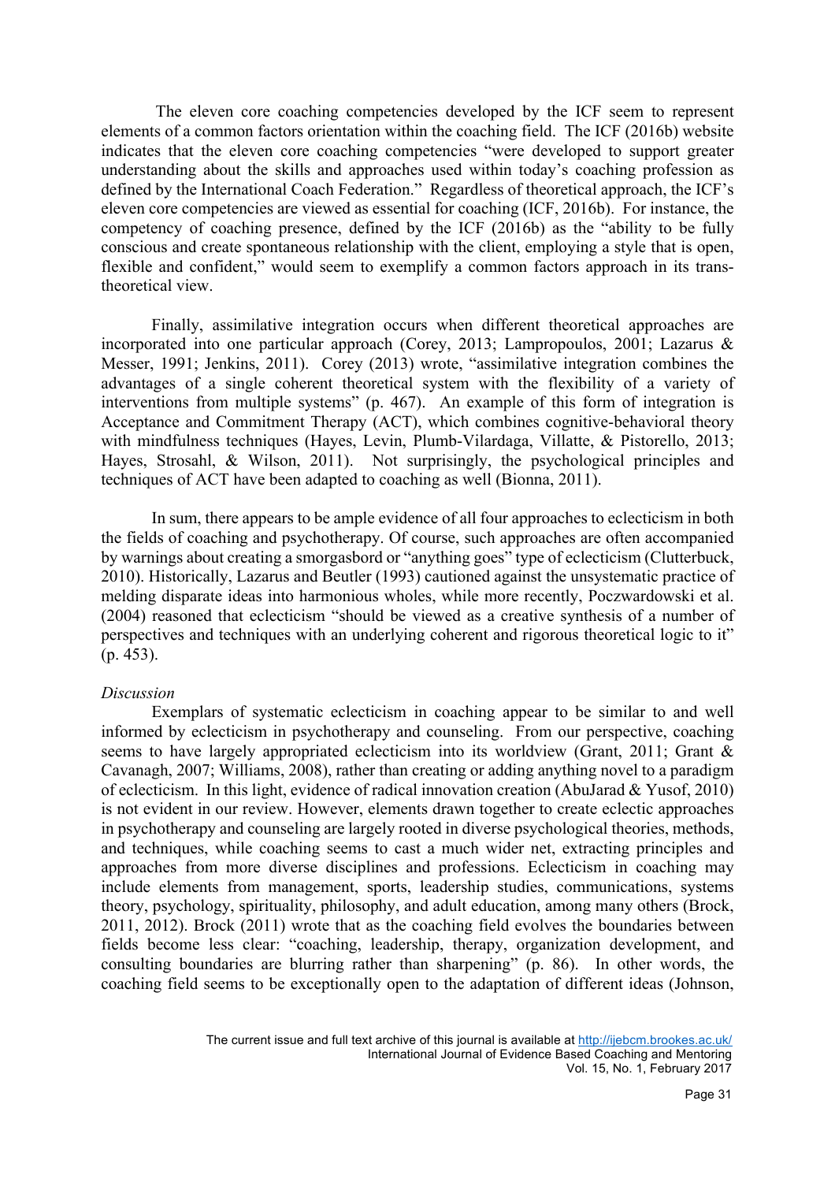The eleven core coaching competencies developed by the ICF seem to represent elements of a common factors orientation within the coaching field. The ICF (2016b) website indicates that the eleven core coaching competencies "were developed to support greater understanding about the skills and approaches used within today's coaching profession as defined by the International Coach Federation." Regardless of theoretical approach, the ICF's eleven core competencies are viewed as essential for coaching (ICF, 2016b). For instance, the competency of coaching presence, defined by the ICF (2016b) as the "ability to be fully conscious and create spontaneous relationship with the client, employing a style that is open, flexible and confident," would seem to exemplify a common factors approach in its trans-theoretical view.

Finally, assimilative integration occurs when different theoretical approaches are incorporated into one particular approach (Corey, 2013; Lampropoulos, 2001; Lazarus & Messer, 1991; Jenkins, 2011). Corey (2013) wrote, "assimilative integration combines the advantages of a single coherent theoretical system with the flexibility of a variety of interventions from multiple systems" (p. 467). An example of this form of integration is Acceptance and Commitment Therapy (ACT), which combines cognitive-behavioral theory with mindfulness techniques (Hayes, Levin, Plumb-Vilardaga, Villatte, & Pistorello, 2013; Hayes, Strosahl, & Wilson, 2011). Not surprisingly, the psychological principles and techniques of ACT have been adapted to coaching as well (Bionna, 2011).

In sum, there appears to be ample evidence of all four approaches to eclecticism in both the fields of coaching and psychotherapy. Of course, such approaches are often accompanied by warnings about creating a smorgasbord or "anything goes" type of eclecticism (Clutterbuck, 2010). Historically, Lazarus and Beutler (1993) cautioned against the unsystematic practice of melding disparate ideas into harmonious wholes, while more recently, Poczwardowski et al. (2004) reasoned that eclecticism "should be viewed as a creative synthesis of a number of perspectives and techniques with an underlying coherent and rigorous theoretical logic to it" (p. 453).

*Discussion*

Exemplars of systematic eclecticism in coaching appear to be similar to and well informed by eclecticism in psychotherapy and counseling. From our perspective, coaching seems to have largely appropriated eclecticism into its worldview (Grant, 2011; Grant & Cavanagh, 2007; Williams, 2008), rather than creating or adding anything novel to a paradigm of eclecticism. In this light, evidence of radical innovation creation (AbuJarad & Yusof, 2010) is not evident in our review. However, elements drawn together to create eclectic approaches in psychotherapy and counseling are largely rooted in diverse psychological theories, methods, and techniques, while coaching seems to cast a much wider net, extracting principles and approaches from more diverse disciplines and professions. Eclecticism in coaching may include elements from management, sports, leadership studies, communications, systems theory, psychology, spirituality, philosophy, and adult education, among many others (Brock, 2011, 2012). Brock (2011) wrote that as the coaching field evolves the boundaries between fields become less clear: "coaching, leadership, therapy, organization development, and consulting boundaries are blurring rather than sharpening" (p. 86). In other words, the coaching field seems to be exceptionally open to the adaptation of different ideas (Johnson,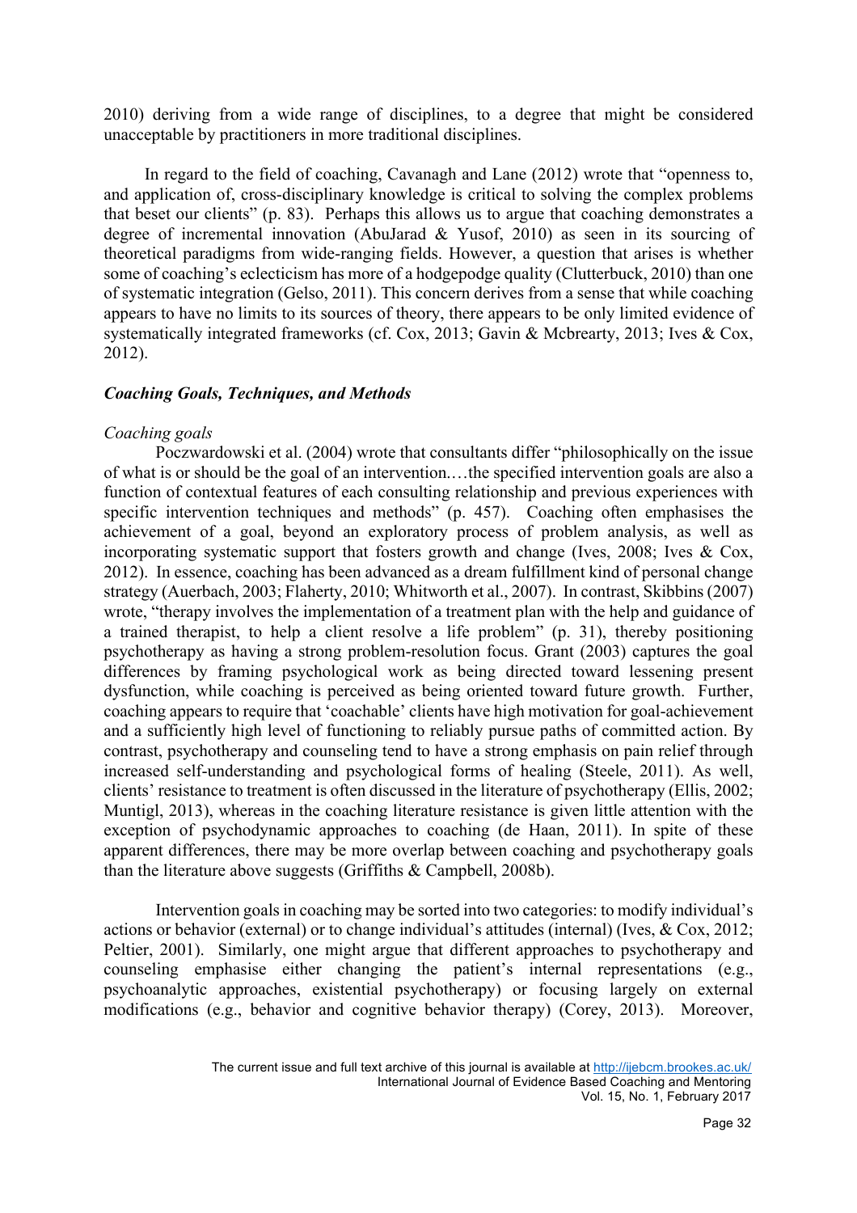2010) deriving from a wide range of disciplines, to a degree that might be considered unacceptable by practitioners in more traditional disciplines.

In regard to the field of coaching, Cavanagh and Lane (2012) wrote that "openness to, and application of, cross-disciplinary knowledge is critical to solving the complex problems that beset our clients" (p. 83). Perhaps this allows us to argue that coaching demonstrates a degree of incremental innovation (AbuJarad & Yusof, 2010) as seen in its sourcing of theoretical paradigms from wide-ranging fields. However, a question that arises is whether some of coaching's eclecticism has more of a hodgepodge quality (Clutterbuck, 2010) than one of systematic integration (Gelso, 2011). This concern derives from a sense that while coaching appears to have no limits to its sources of theory, there appears to be only limited evidence of systematically integrated frameworks (cf. Cox, 2013; Gavin & Mcbrearty, 2013; Ives & Cox, 2012).

### *Coaching Goals, Techniques, and Methods*

#### *Coaching goals*

Poczwardowski et al. (2004) wrote that consultants differ "philosophically on the issue of what is or should be the goal of an intervention.…the specified intervention goals are also a function of contextual features of each consulting relationship and previous experiences with specific intervention techniques and methods" (p. 457). Coaching often emphasises the achievement of a goal, beyond an exploratory process of problem analysis, as well as incorporating systematic support that fosters growth and change (Ives, 2008; Ives & Cox, 2012). In essence, coaching has been advanced as a dream fulfillment kind of personal change strategy (Auerbach, 2003; Flaherty, 2010; Whitworth et al., 2007). In contrast, Skibbins (2007) wrote, "therapy involves the implementation of a treatment plan with the help and guidance of a trained therapist, to help a client resolve a life problem" (p. 31), thereby positioning psychotherapy as having a strong problem-resolution focus. Grant (2003) captures the goal differences by framing psychological work as being directed toward lessening present dysfunction, while coaching is perceived as being oriented toward future growth. Further, coaching appears to require that 'coachable' clients have high motivation for goal-achievement and a sufficiently high level of functioning to reliably pursue paths of committed action. By contrast, psychotherapy and counseling tend to have a strong emphasis on pain relief through increased self-understanding and psychological forms of healing (Steele, 2011). As well, clients' resistance to treatment is often discussed in the literature of psychotherapy (Ellis, 2002; Muntigl, 2013), whereas in the coaching literature resistance is given little attention with the exception of psychodynamic approaches to coaching (de Haan, 2011). In spite of these apparent differences, there may be more overlap between coaching and psychotherapy goals than the literature above suggests (Griffiths & Campbell, 2008b).

Intervention goals in coaching may be sorted into two categories: to modify individual's actions or behavior (external) or to change individual's attitudes (internal) (Ives, & Cox, 2012; Peltier, 2001). Similarly, one might argue that different approaches to psychotherapy and counseling emphasise either changing the patient's internal representations (e.g., psychoanalytic approaches, existential psychotherapy) or focusing largely on external modifications (e.g., behavior and cognitive behavior therapy) (Corey, 2013). Moreover,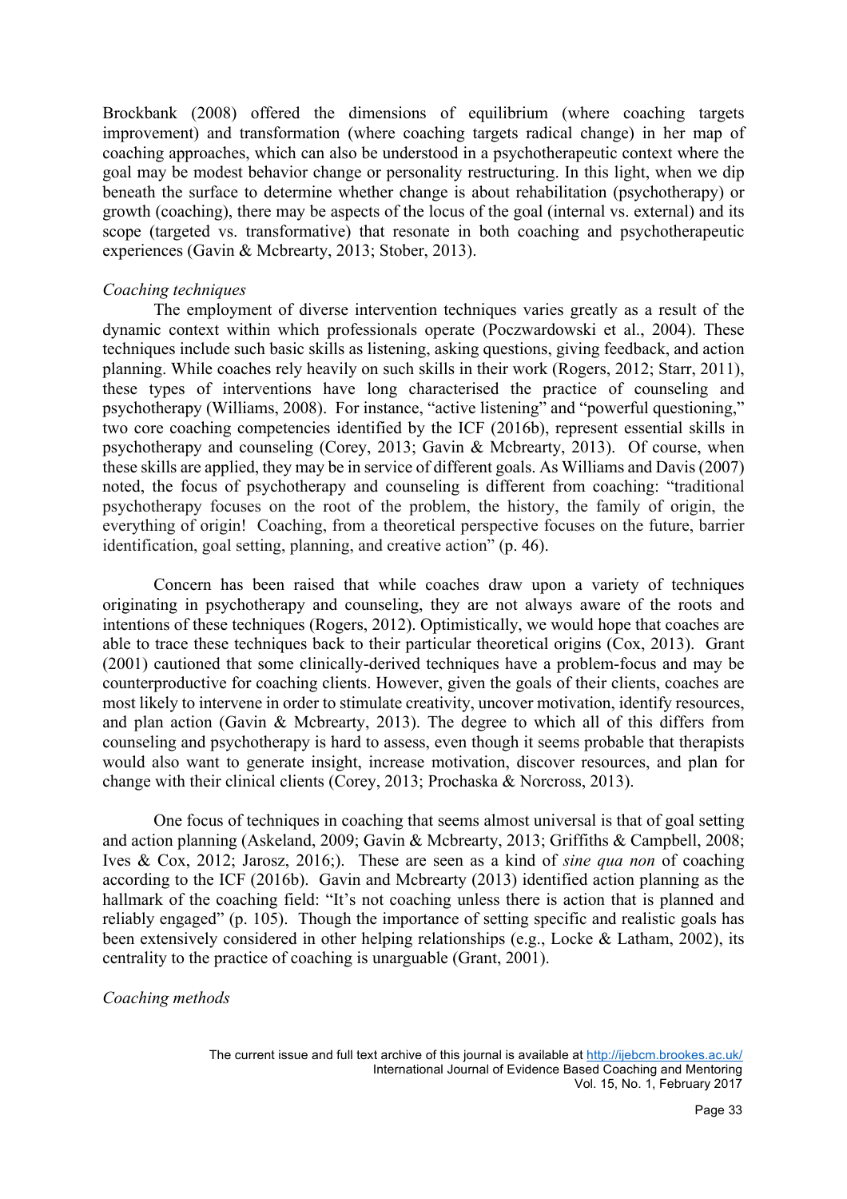Brockbank (2008) offered the dimensions of equilibrium (where coaching targets improvement) and transformation (where coaching targets radical change) in her map of coaching approaches, which can also be understood in a psychotherapeutic context where the goal may be modest behavior change or personality restructuring. In this light, when we dip beneath the surface to determine whether change is about rehabilitation (psychotherapy) or growth (coaching), there may be aspects of the locus of the goal (internal vs. external) and its scope (targeted vs. transformative) that resonate in both coaching and psychotherapeutic experiences (Gavin & Mcbrearty, 2013; Stober, 2013).

*Coaching techniques*

The employment of diverse intervention techniques varies greatly as a result of the dynamic context within which professionals operate (Poczwardowski et al., 2004). These techniques include such basic skills as listening, asking questions, giving feedback, and action planning. While coaches rely heavily on such skills in their work (Rogers, 2012; Starr, 2011), these types of interventions have long characterised the practice of counseling and psychotherapy (Williams, 2008). For instance, "active listening" and "powerful questioning," two core coaching competencies identified by the ICF (2016b), represent essential skills in psychotherapy and counseling (Corey, 2013; Gavin & Mcbrearty, 2013). Of course, when these skills are applied, they may be in service of different goals. As Williams and Davis (2007) noted, the focus of psychotherapy and counseling is different from coaching: "traditional psychotherapy focuses on the root of the problem, the history, the family of origin, the everything of origin! Coaching, from a theoretical perspective focuses on the future, barrier identification, goal setting, planning, and creative action" (p. 46).

Concern has been raised that while coaches draw upon a variety of techniques originating in psychotherapy and counseling, they are not always aware of the roots and intentions of these techniques (Rogers, 2012). Optimistically, we would hope that coaches are able to trace these techniques back to their particular theoretical origins (Cox, 2013). Grant (2001) cautioned that some clinically-derived techniques have a problem-focus and may be counterproductive for coaching clients. However, given the goals of their clients, coaches are most likely to intervene in order to stimulate creativity, uncover motivation, identify resources, and plan action (Gavin & Mcbrearty, 2013). The degree to which all of this differs from counseling and psychotherapy is hard to assess, even though it seems probable that therapists would also want to generate insight, increase motivation, discover resources, and plan for change with their clinical clients (Corey, 2013; Prochaska & Norcross, 2013).

One focus of techniques in coaching that seems almost universal is that of goal setting and action planning (Askeland, 2009; Gavin & Mcbrearty, 2013; Griffiths & Campbell, 2008; Ives & Cox, 2012; Jarosz, 2016;). These are seen as a kind of *sine qua non* of coaching according to the ICF (2016b). Gavin and Mcbrearty (2013) identified action planning as the hallmark of the coaching field: "It's not coaching unless there is action that is planned and reliably engaged" (p. 105). Though the importance of setting specific and realistic goals has been extensively considered in other helping relationships (e.g., Locke & Latham, 2002), its centrality to the practice of coaching is unarguable (Grant, 2001).

*Coaching methods*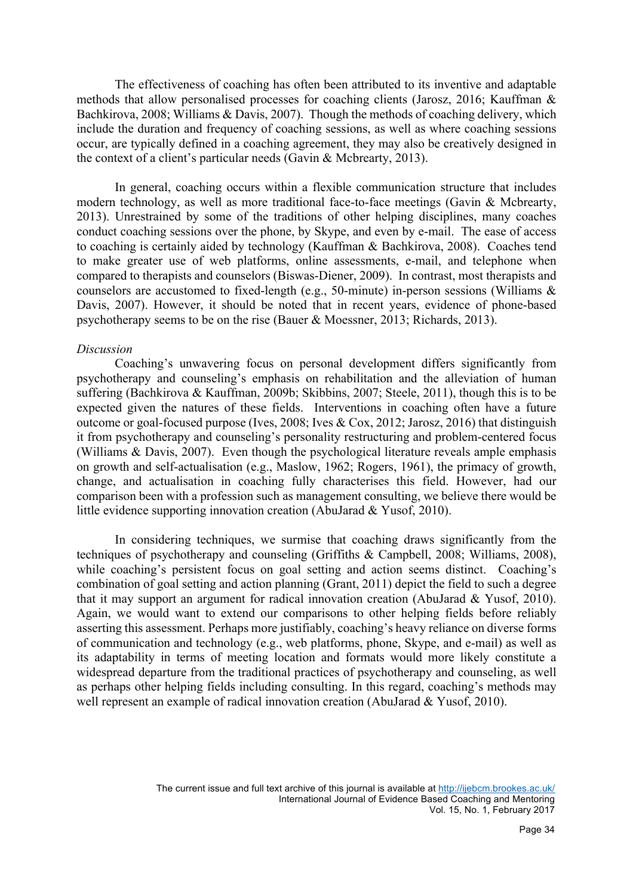The effectiveness of coaching has often been attributed to its inventive and adaptable methods that allow personalised processes for coaching clients (Jarosz, 2016; Kauffman & Bachkirova, 2008; Williams & Davis, 2007). Though the methods of coaching delivery, which include the duration and frequency of coaching sessions, as well as where coaching sessions occur, are typically defined in a coaching agreement, they may also be creatively designed in the context of a client's particular needs (Gavin & Mcbrearty, 2013).

In general, coaching occurs within a flexible communication structure that includes modern technology, as well as more traditional face-to-face meetings (Gavin & Mcbrearty, 2013). Unrestrained by some of the traditions of other helping disciplines, many coaches conduct coaching sessions over the phone, by Skype, and even by e-mail. The ease of access to coaching is certainly aided by technology (Kauffman & Bachkirova, 2008). Coaches tend to make greater use of web platforms, online assessments, e-mail, and telephone when compared to therapists and counselors (Biswas-Diener, 2009). In contrast, most therapists and counselors are accustomed to fixed-length (e.g., 50-minute) in-person sessions (Williams & Davis, 2007). However, it should be noted that in recent years, evidence of phone-based psychotherapy seems to be on the rise (Bauer & Moessner, 2013; Richards, 2013).

*Discussion*

Coaching's unwavering focus on personal development differs significantly from psychotherapy and counseling's emphasis on rehabilitation and the alleviation of human suffering (Bachkirova & Kauffman, 2009b; Skibbins, 2007; Steele, 2011), though this is to be expected given the natures of these fields. Interventions in coaching often have a future outcome or goal-focused purpose (Ives, 2008; Ives & Cox, 2012; Jarosz, 2016) that distinguish it from psychotherapy and counseling's personality restructuring and problem-centered focus (Williams & Davis, 2007). Even though the psychological literature reveals ample emphasis on growth and self-actualisation (e.g., Maslow, 1962; Rogers, 1961), the primacy of growth, change, and actualisation in coaching fully characterises this field. However, had our comparison been with a profession such as management consulting, we believe there would be little evidence supporting innovation creation (AbuJarad & Yusof, 2010).

In considering techniques, we surmise that coaching draws significantly from the techniques of psychotherapy and counseling (Griffiths & Campbell, 2008; Williams, 2008), while coaching's persistent focus on goal setting and action seems distinct. Coaching's combination of goal setting and action planning (Grant, 2011) depict the field to such a degree that it may support an argument for radical innovation creation (AbuJarad & Yusof, 2010). Again, we would want to extend our comparisons to other helping fields before reliably asserting this assessment. Perhaps more justifiably, coaching's heavy reliance on diverse forms of communication and technology (e.g., web platforms, phone, Skype, and e-mail) as well as its adaptability in terms of meeting location and formats would more likely constitute a widespread departure from the traditional practices of psychotherapy and counseling, as well as perhaps other helping fields including consulting. In this regard, coaching's methods may well represent an example of radical innovation creation (AbuJarad & Yusof, 2010).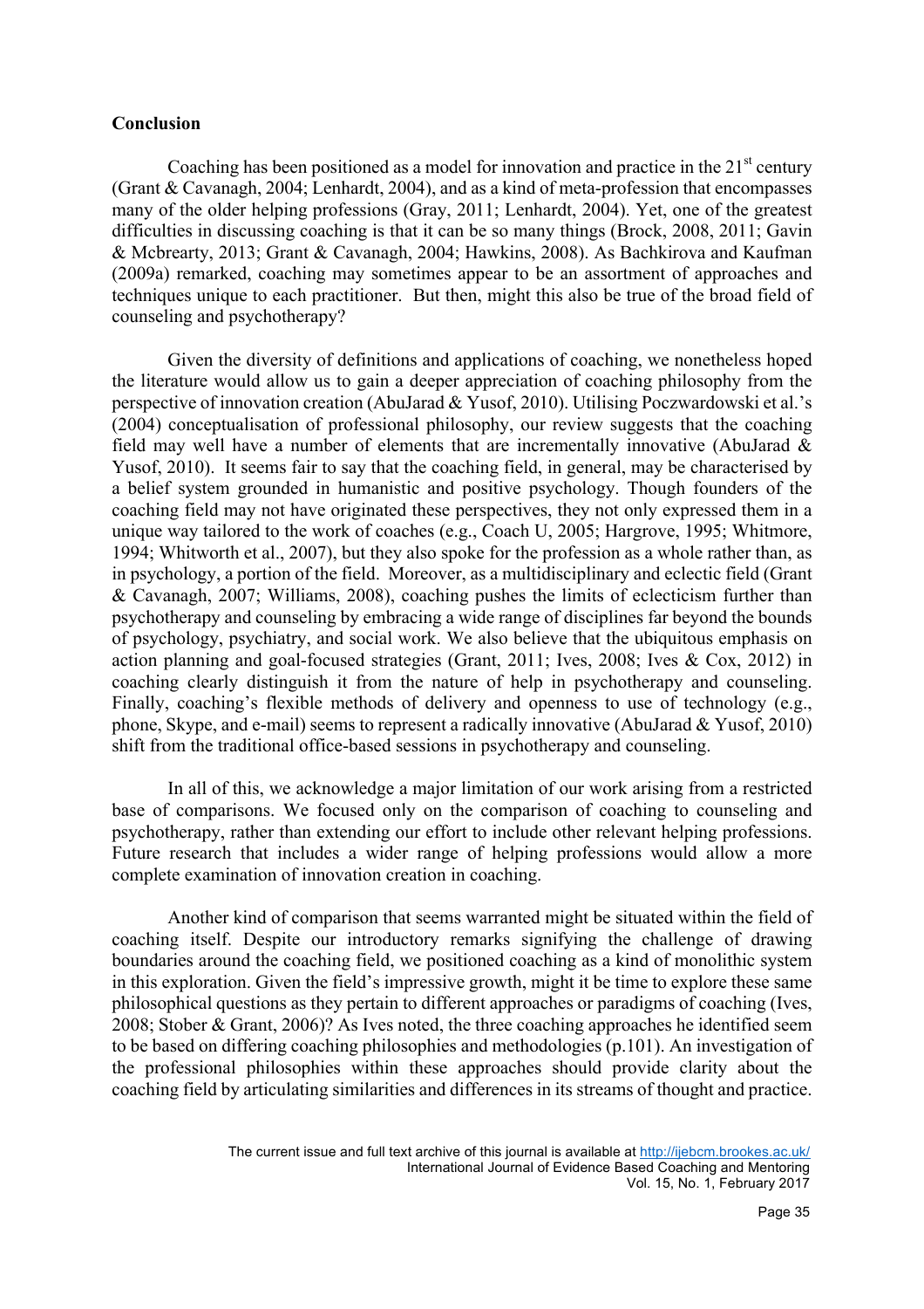## Conclusion

Coaching has been positioned as a model for innovation and practice in the 21st century (Grant & Cavanagh, 2004; Lenhardt, 2004), and as a kind of meta-profession that encompasses many of the older helping professions (Gray, 2011; Lenhardt, 2004). Yet, one of the greatest difficulties in discussing coaching is that it can be so many things (Brock, 2008, 2011; Gavin & Mcbrearty, 2013; Grant & Cavanagh, 2004; Hawkins, 2008). As Bachkirova and Kaufman (2009a) remarked, coaching may sometimes appear to be an assortment of approaches and techniques unique to each practitioner. But then, might this also be true of the broad field of counseling and psychotherapy?

Given the diversity of definitions and applications of coaching, we nonetheless hoped the literature would allow us to gain a deeper appreciation of coaching philosophy from the perspective of innovation creation (AbuJarad & Yusof, 2010). Utilising Poczwardowski et al.'s (2004) conceptualisation of professional philosophy, our review suggests that the coaching field may well have a number of elements that are incrementally innovative (AbuJarad & Yusof, 2010). It seems fair to say that the coaching field, in general, may be characterised by a belief system grounded in humanistic and positive psychology. Though founders of the coaching field may not have originated these perspectives, they not only expressed them in a unique way tailored to the work of coaches (e.g., Coach U, 2005; Hargrove, 1995; Whitmore, 1994; Whitworth et al., 2007), but they also spoke for the profession as a whole rather than, as in psychology, a portion of the field. Moreover, as a multidisciplinary and eclectic field (Grant & Cavanagh, 2007; Williams, 2008), coaching pushes the limits of eclecticism further than psychotherapy and counseling by embracing a wide range of disciplines far beyond the bounds of psychology, psychiatry, and social work. We also believe that the ubiquitous emphasis on action planning and goal-focused strategies (Grant, 2011; Ives, 2008; Ives & Cox, 2012) in coaching clearly distinguish it from the nature of help in psychotherapy and counseling. Finally, coaching's flexible methods of delivery and openness to use of technology (e.g., phone, Skype, and e-mail) seems to represent a radically innovative (AbuJarad & Yusof, 2010) shift from the traditional office-based sessions in psychotherapy and counseling.

In all of this, we acknowledge a major limitation of our work arising from a restricted base of comparisons. We focused only on the comparison of coaching to counseling and psychotherapy, rather than extending our effort to include other relevant helping professions. Future research that includes a wider range of helping professions would allow a more complete examination of innovation creation in coaching.

Another kind of comparison that seems warranted might be situated within the field of coaching itself. Despite our introductory remarks signifying the challenge of drawing boundaries around the coaching field, we positioned coaching as a kind of monolithic system in this exploration. Given the field's impressive growth, might it be time to explore these same philosophical questions as they pertain to different approaches or paradigms of coaching (Ives, 2008; Stober & Grant, 2006)? As Ives noted, the three coaching approaches he identified seem to be based on differing coaching philosophies and methodologies (p.101). An investigation of the professional philosophies within these approaches should provide clarity about the coaching field by articulating similarities and differences in its streams of thought and practice.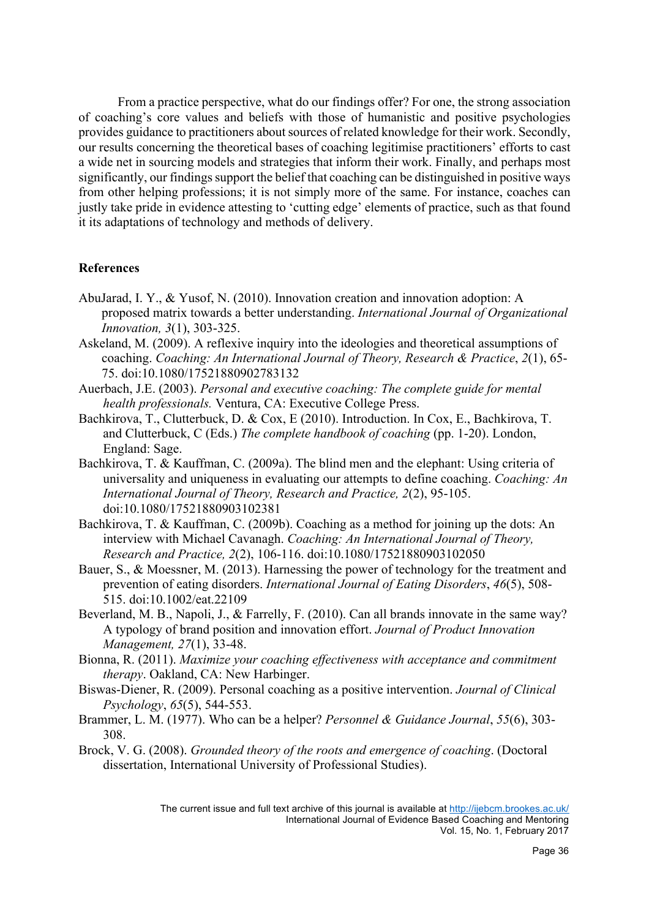From a practice perspective, what do our findings offer? For one, the strong association of coaching's core values and beliefs with those of humanistic and positive psychologies provides guidance to practitioners about sources of related knowledge for their work. Secondly, our results concerning the theoretical bases of coaching legitimise practitioners' efforts to cast a wide net in sourcing models and strategies that inform their work. Finally, and perhaps most significantly, our findings support the belief that coaching can be distinguished in positive ways from other helping professions; it is not simply more of the same. For instance, coaches can justly take pride in evidence attesting to 'cutting edge' elements of practice, such as that found it its adaptations of technology and methods of delivery.

**References**

AbuJarad, I. Y., & Yusof, N. (2010). Innovation creation and innovation adoption: A proposed matrix towards a better understanding. *International Journal of Organizational Innovation, 3*(1), 303-325.

Askeland, M. (2009). A reflexive inquiry into the ideologies and theoretical assumptions of coaching. *Coaching: An International Journal of Theory, Research & Practice*, *2*(1), 65-75. doi:10.1080/17521880902783132

Auerbach, J.E. (2003). *Personal and executive coaching: The complete guide for mental health professionals.* Ventura, CA: Executive College Press.

Bachkirova, T., Clutterbuck, D. & Cox, E (2010). Introduction. In Cox, E., Bachkirova, T. and Clutterbuck, C (Eds.) *The complete handbook of coaching* (pp. 1-20). London, England: Sage.

Bachkirova, T. & Kauffman, C. (2009a). The blind men and the elephant: Using criteria of universality and uniqueness in evaluating our attempts to define coaching. *Coaching: An International Journal of Theory, Research and Practice, 2*(2), 95-105. doi:10.1080/17521880903102381

Bachkirova, T. & Kauffman, C. (2009b). Coaching as a method for joining up the dots: An interview with Michael Cavanagh. *Coaching: An International Journal of Theory, Research and Practice, 2*(2), 106-116. doi:10.1080/17521880903102050

Bauer, S., & Moessner, M. (2013). Harnessing the power of technology for the treatment and prevention of eating disorders. *International Journal of Eating Disorders*, *46*(5), 508-515. doi:10.1002/eat.22109

Beverland, M. B., Napoli, J., & Farrelly, F. (2010). Can all brands innovate in the same way? A typology of brand position and innovation effort. *Journal of Product Innovation Management, 27*(1), 33-48.

Bionna, R. (2011). *Maximize your coaching effectiveness with acceptance and commitment therapy*. Oakland, CA: New Harbinger.

Biswas-Diener, R. (2009). Personal coaching as a positive intervention. *Journal of Clinical Psychology*, *65*(5), 544-553.

Brammer, L. M. (1977). Who can be a helper? *Personnel & Guidance Journal*, *55*(6), 303-308.

Brock, V. G. (2008). *Grounded theory of the roots and emergence of coaching*. (Doctoral dissertation, International University of Professional Studies).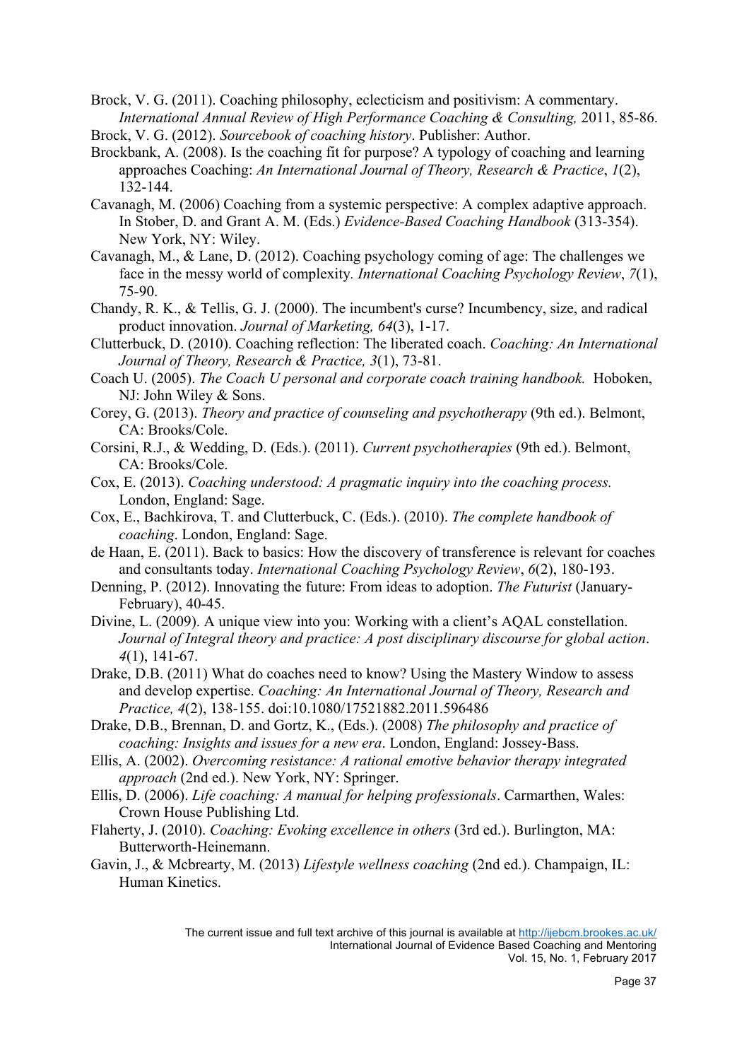Brock, V. G. (2011). Coaching philosophy, eclecticism and positivism: A commentary. *International Annual Review of High Performance Coaching & Consulting,* 2011, 85-86.

Brock, V. G. (2012). *Sourcebook of coaching history*. Publisher: Author.

Brockbank, A. (2008). Is the coaching fit for purpose? A typology of coaching and learning approaches Coaching: *An International Journal of Theory, Research & Practice*, *1*(2), 132-144.

Cavanagh, M. (2006) Coaching from a systemic perspective: A complex adaptive approach. In Stober, D. and Grant A. M. (Eds.) *Evidence-Based Coaching Handbook* (313-354). New York, NY: Wiley.

Cavanagh, M., & Lane, D. (2012). Coaching psychology coming of age: The challenges we face in the messy world of complexity*. International Coaching Psychology Review*, *7*(1), 75-90.

Chandy, R. K., & Tellis, G. J. (2000). The incumbent's curse? Incumbency, size, and radical product innovation. *Journal of Marketing, 64*(3), 1-17.

Clutterbuck, D. (2010). Coaching reflection: The liberated coach. *Coaching: An International Journal of Theory, Research & Practice, 3*(1), 73-81.

Coach U. (2005). *The Coach U personal and corporate coach training handbook.* Hoboken, NJ: John Wiley & Sons.

Corey, G. (2013). *Theory and practice of counseling and psychotherapy* (9th ed.). Belmont, CA: Brooks/Cole.

Corsini, R.J., & Wedding, D. (Eds.). (2011). *Current psychotherapies* (9th ed.). Belmont, CA: Brooks/Cole.

Cox, E. (2013). *Coaching understood: A pragmatic inquiry into the coaching process.* London, England: Sage.

Cox, E., Bachkirova, T. and Clutterbuck, C. (Eds.). (2010). *The complete handbook of coaching*. London, England: Sage.

de Haan, E. (2011). Back to basics: How the discovery of transference is relevant for coaches and consultants today. *International Coaching Psychology Review*, *6*(2), 180-193.

Denning, P. (2012). Innovating the future: From ideas to adoption. *The Futurist* (January-February), 40-45.

Divine, L. (2009). A unique view into you: Working with a client's AQAL constellation. *Journal of Integral theory and practice: A post disciplinary discourse for global action*. *4*(1), 141-67.

Drake, D.B. (2011) What do coaches need to know? Using the Mastery Window to assess and develop expertise. *Coaching: An International Journal of Theory, Research and Practice, 4*(2), 138-155. doi:10.1080/17521882.2011.596486

Drake, D.B., Brennan, D. and Gortz, K., (Eds.). (2008) *The philosophy and practice of coaching: Insights and issues for a new era*. London, England: Jossey-Bass.

Ellis, A. (2002). *Overcoming resistance: A rational emotive behavior therapy integrated approach* (2nd ed.). New York, NY: Springer.

Ellis, D. (2006). *Life coaching: A manual for helping professionals*. Carmarthen, Wales: Crown House Publishing Ltd.

Flaherty, J. (2010). *Coaching: Evoking excellence in others* (3rd ed.). Burlington, MA: Butterworth-Heinemann.

Gavin, J., & Mcbrearty, M. (2013) *Lifestyle wellness coaching* (2nd ed.). Champaign, IL: Human Kinetics.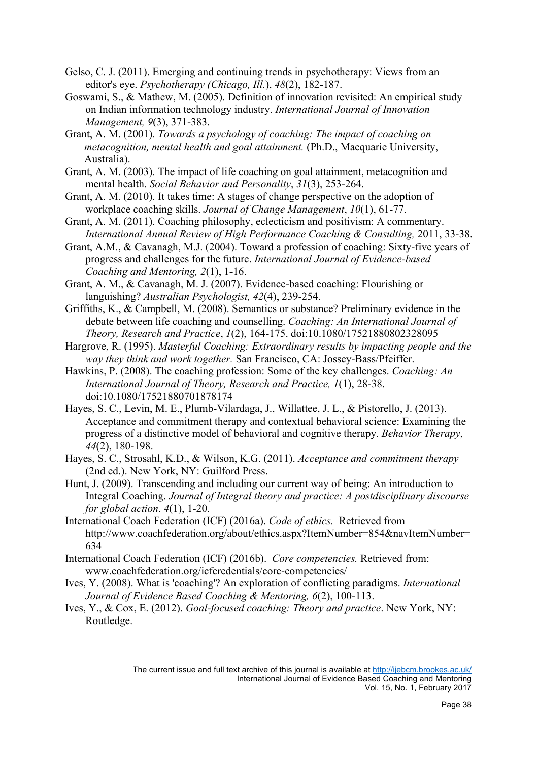Gelso, C. J. (2011). Emerging and continuing trends in psychotherapy: Views from an editor's eye. *Psychotherapy (Chicago, Ill.)*, *48*(2), 182-187.

Goswami, S., & Mathew, M. (2005). Definition of innovation revisited: An empirical study on Indian information technology industry. *International Journal of Innovation Management, 9*(3), 371-383.

Grant, A. M. (2001). *Towards a psychology of coaching: The impact of coaching on metacognition, mental health and goal attainment.* (Ph.D., Macquarie University, Australia).

Grant, A. M. (2003). The impact of life coaching on goal attainment, metacognition and mental health. *Social Behavior and Personality*, *31*(3), 253-264.

Grant, A. M. (2010). It takes time: A stages of change perspective on the adoption of workplace coaching skills. *Journal of Change Management*, *10*(1), 61-77.

Grant, A. M. (2011). Coaching philosophy, eclecticism and positivism: A commentary. *International Annual Review of High Performance Coaching & Consulting,* 2011, 33-38.

Grant, A.M., & Cavanagh, M.J. (2004). Toward a profession of coaching: Sixty-five years of progress and challenges for the future. *International Journal of Evidence-based Coaching and Mentoring, 2*(1), 1-16.

Grant, A. M., & Cavanagh, M. J. (2007). Evidence-based coaching: Flourishing or languishing? *Australian Psychologist, 42*(4), 239-254.

Griffiths, K., & Campbell, M. (2008). Semantics or substance? Preliminary evidence in the debate between life coaching and counselling. *Coaching: An International Journal of Theory, Research and Practice*, *1*(2), 164-175. doi:10.1080/17521880802328095

Hargrove, R. (1995). *Masterful Coaching: Extraordinary results by impacting people and the way they think and work together.* San Francisco, CA: Jossey-Bass/Pfeiffer.

Hawkins, P. (2008). The coaching profession: Some of the key challenges. *Coaching: An International Journal of Theory, Research and Practice, 1*(1), 28-38. doi:10.1080/17521880701878174

Hayes, S. C., Levin, M. E., Plumb-Vilardaga, J., Willattee, J. L., & Pistorello, J. (2013). Acceptance and commitment therapy and contextual behavioral science: Examining the progress of a distinctive model of behavioral and cognitive therapy. *Behavior Therapy*, *44*(2), 180-198.

Hayes, S. C., Strosahl, K.D., & Wilson, K.G. (2011). *Acceptance and commitment therapy* (2nd ed.). New York, NY: Guilford Press.

Hunt, J. (2009). Transcending and including our current way of being: An introduction to Integral Coaching. *Journal of Integral theory and practice: A postdisciplinary discourse for global action*. *4*(1), 1-20.

International Coach Federation (ICF) (2016a). *Code of ethics.* Retrieved from http://www.coachfederation.org/about/ethics.aspx?ItemNumber=854&navItemNumber=634

International Coach Federation (ICF) (2016b). *Core competencies.* Retrieved from: www.coachfederation.org/icfcredentials/core-competencies/

Ives, Y. (2008). What is 'coaching'? An exploration of conflicting paradigms. *International Journal of Evidence Based Coaching & Mentoring, 6*(2), 100-113.

Ives, Y., & Cox, E. (2012). *Goal-focused coaching: Theory and practice*. New York, NY: Routledge.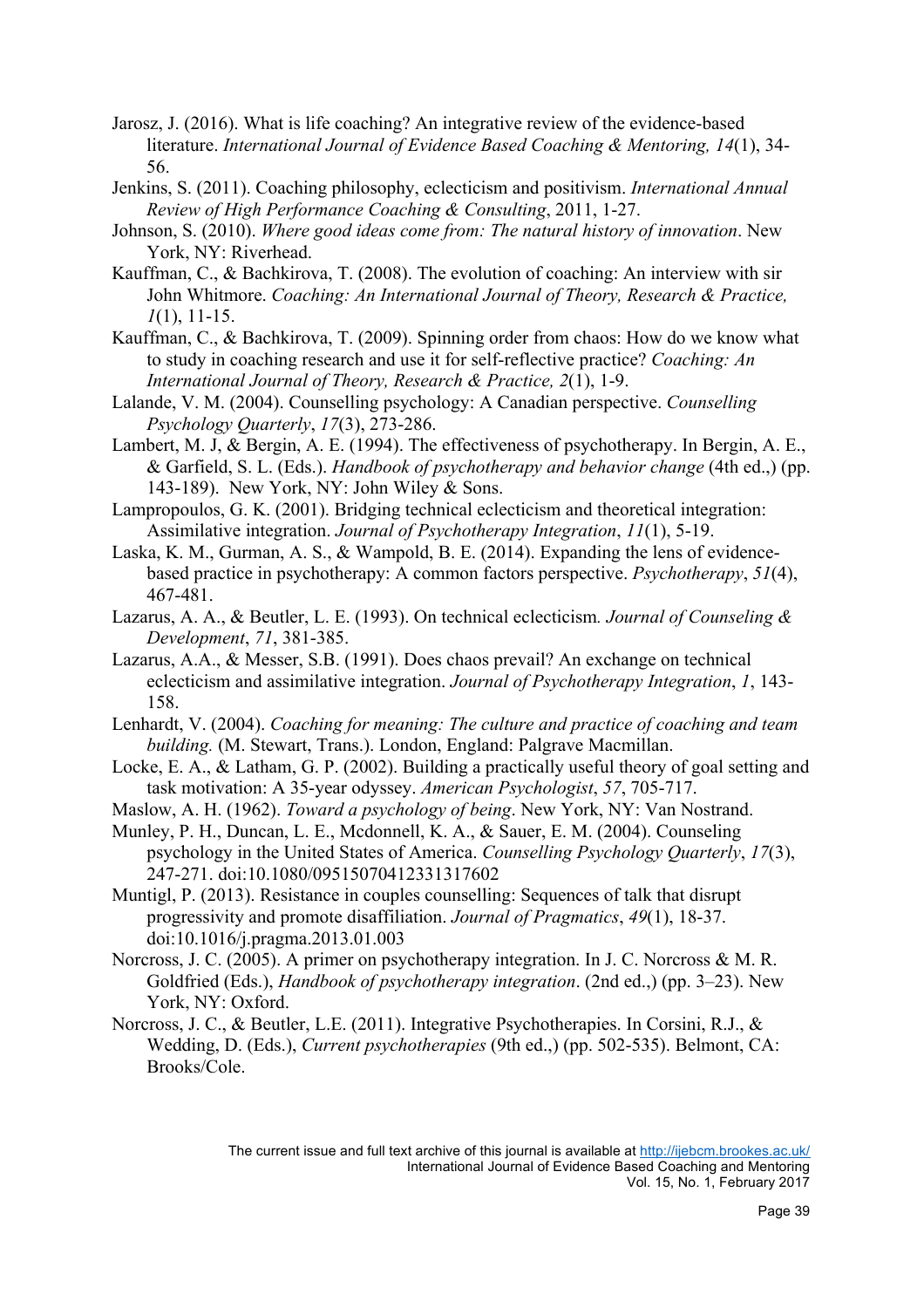Jarosz, J. (2016). What is life coaching? An integrative review of the evidence-based literature. *International Journal of Evidence Based Coaching & Mentoring, 14*(1), 34-56.

Jenkins, S. (2011). Coaching philosophy, eclecticism and positivism. *International Annual Review of High Performance Coaching & Consulting*, 2011, 1-27.

Johnson, S. (2010). *Where good ideas come from: The natural history of innovation*. New York, NY: Riverhead.

Kauffman, C., & Bachkirova, T. (2008). The evolution of coaching: An interview with sir John Whitmore. *Coaching: An International Journal of Theory, Research & Practice, 1*(1), 11-15.

Kauffman, C., & Bachkirova, T. (2009). Spinning order from chaos: How do we know what to study in coaching research and use it for self-reflective practice? *Coaching: An International Journal of Theory, Research & Practice, 2*(1), 1-9.

Lalande, V. M. (2004). Counselling psychology: A Canadian perspective. *Counselling Psychology Quarterly*, *17*(3), 273-286.

Lambert, M. J, & Bergin, A. E. (1994). The effectiveness of psychotherapy. In Bergin, A. E., & Garfield, S. L. (Eds.). *Handbook of psychotherapy and behavior change* (4th ed.,) (pp. 143-189). New York, NY: John Wiley & Sons.

Lampropoulos, G. K. (2001). Bridging technical eclecticism and theoretical integration: Assimilative integration. *Journal of Psychotherapy Integration*, *11*(1), 5-19.

Laska, K. M., Gurman, A. S., & Wampold, B. E. (2014). Expanding the lens of evidence-based practice in psychotherapy: A common factors perspective. *Psychotherapy*, *51*(4), 467-481.

Lazarus, A. A., & Beutler, L. E. (1993). On technical eclecticism*. Journal of Counseling & Development*, *71*, 381-385.

Lazarus, A.A., & Messer, S.B. (1991). Does chaos prevail? An exchange on technical eclecticism and assimilative integration. *Journal of Psychotherapy Integration*, *1*, 143-158.

Lenhardt, V. (2004). *Coaching for meaning: The culture and practice of coaching and team building.* (M. Stewart, Trans.). London, England: Palgrave Macmillan.

Locke, E. A., & Latham, G. P. (2002). Building a practically useful theory of goal setting and task motivation: A 35-year odyssey. *American Psychologist*, *57*, 705-717.

Maslow, A. H. (1962). *Toward a psychology of being*. New York, NY: Van Nostrand.

Munley, P. H., Duncan, L. E., Mcdonnell, K. A., & Sauer, E. M. (2004). Counseling psychology in the United States of America. *Counselling Psychology Quarterly*, *17*(3), 247-271. doi:10.1080/09515070412331317602

Muntigl, P. (2013). Resistance in couples counselling: Sequences of talk that disrupt progressivity and promote disaffiliation. *Journal of Pragmatics*, *49*(1), 18-37. doi:10.1016/j.pragma.2013.01.003

Norcross, J. C. (2005). A primer on psychotherapy integration. In J. C. Norcross & M. R. Goldfried (Eds.), *Handbook of psychotherapy integration*. (2nd ed.,) (pp. 3–23). New York, NY: Oxford.

Norcross, J. C., & Beutler, L.E. (2011). Integrative Psychotherapies. In Corsini, R.J., & Wedding, D. (Eds.), *Current psychotherapies* (9th ed.,) (pp. 502-535). Belmont, CA: Brooks/Cole.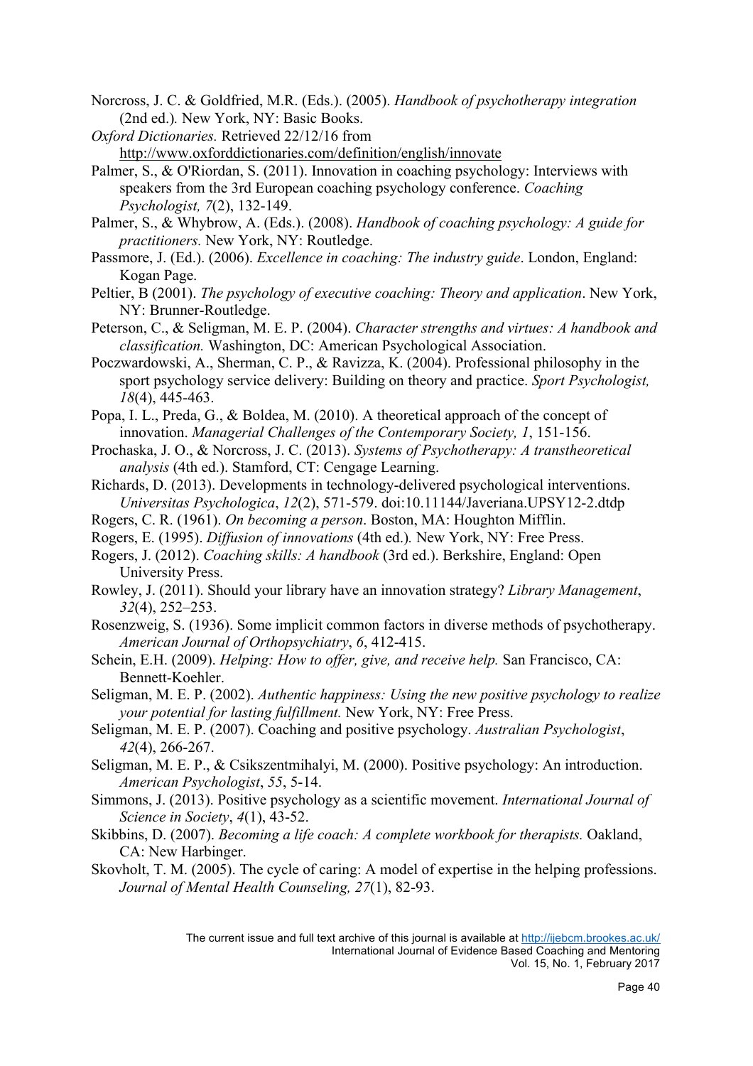Norcross, J. C. & Goldfried, M.R. (Eds.). (2005). *Handbook of psychotherapy integration* (2nd ed.). New York, NY: Basic Books.

*Oxford Dictionaries.* Retrieved 22/12/16 from http://www.oxforddictionaries.com/definition/english/innovate

Palmer, S., & O'Riordan, S. (2011). Innovation in coaching psychology: Interviews with speakers from the 3rd European coaching psychology conference. *Coaching Psychologist, 7*(2), 132-149.

Palmer, S., & Whybrow, A. (Eds.). (2008). *Handbook of coaching psychology: A guide for practitioners.* New York, NY: Routledge.

Passmore, J. (Ed.). (2006). *Excellence in coaching: The industry guide*. London, England: Kogan Page.

Peltier, B (2001). *The psychology of executive coaching: Theory and application*. New York, NY: Brunner-Routledge.

Peterson, C., & Seligman, M. E. P. (2004). *Character strengths and virtues: A handbook and classification.* Washington, DC: American Psychological Association.

Poczwardowski, A., Sherman, C. P., & Ravizza, K. (2004). Professional philosophy in the sport psychology service delivery: Building on theory and practice. *Sport Psychologist, 18*(4), 445-463.

Popa, I. L., Preda, G., & Boldea, M. (2010). A theoretical approach of the concept of innovation. *Managerial Challenges of the Contemporary Society, 1*, 151-156.

Prochaska, J. O., & Norcross, J. C. (2013). *Systems of Psychotherapy: A transtheoretical analysis* (4th ed.). Stamford, CT: Cengage Learning.

Richards, D. (2013). Developments in technology-delivered psychological interventions. *Universitas Psychologica*, *12*(2), 571-579. doi:10.11144/Javeriana.UPSY12-2.dtdp

Rogers, C. R. (1961). *On becoming a person*. Boston, MA: Houghton Mifflin.

Rogers, E. (1995). *Diffusion of innovations* (4th ed.). New York, NY: Free Press.

Rogers, J. (2012). *Coaching skills: A handbook* (3rd ed.). Berkshire, England: Open University Press.

Rowley, J. (2011). Should your library have an innovation strategy? *Library Management*, *32*(4), 252–253.

Rosenzweig, S. (1936). Some implicit common factors in diverse methods of psychotherapy. *American Journal of Orthopsychiatry*, *6*, 412-415.

Schein, E.H. (2009). *Helping: How to offer, give, and receive help.* San Francisco, CA: Bennett-Koehler.

Seligman, M. E. P. (2002). *Authentic happiness: Using the new positive psychology to realize your potential for lasting fulfillment.* New York, NY: Free Press.

Seligman, M. E. P. (2007). Coaching and positive psychology. *Australian Psychologist*, *42*(4), 266-267.

Seligman, M. E. P., & Csikszentmihalyi, M. (2000). Positive psychology: An introduction. *American Psychologist*, *55*, 5-14.

Simmons, J. (2013). Positive psychology as a scientific movement. *International Journal of Science in Society*, *4*(1), 43-52.

Skibbins, D. (2007). *Becoming a life coach: A complete workbook for therapists.* Oakland, CA: New Harbinger.

Skovholt, T. M. (2005). The cycle of caring: A model of expertise in the helping professions. *Journal of Mental Health Counseling, 27*(1), 82-93.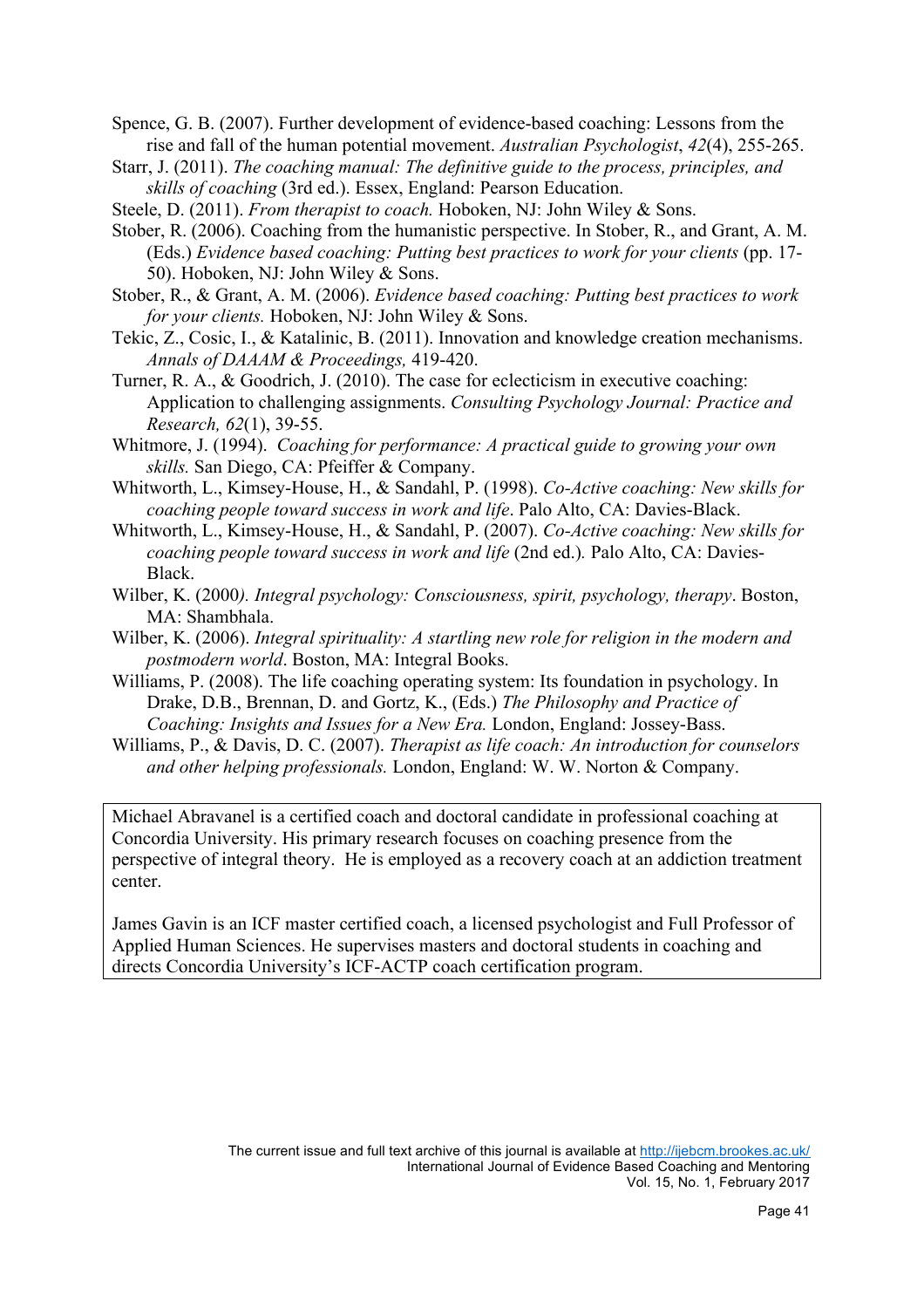Spence, G. B. (2007). Further development of evidence-based coaching: Lessons from the rise and fall of the human potential movement. *Australian Psychologist*, *42*(4), 255-265.

Starr, J. (2011). *The coaching manual: The definitive guide to the process, principles, and skills of coaching* (3rd ed.). Essex, England: Pearson Education.

Steele, D. (2011). *From therapist to coach.* Hoboken, NJ: John Wiley & Sons.

Stober, R. (2006). Coaching from the humanistic perspective. In Stober, R., and Grant, A. M. (Eds.) *Evidence based coaching: Putting best practices to work for your clients* (pp. 17-50). Hoboken, NJ: John Wiley & Sons.

Stober, R., & Grant, A. M. (2006). *Evidence based coaching: Putting best practices to work for your clients.* Hoboken, NJ: John Wiley & Sons.

Tekic, Z., Cosic, I., & Katalinic, B. (2011). Innovation and knowledge creation mechanisms. *Annals of DAAAM & Proceedings,* 419-420.

Turner, R. A., & Goodrich, J. (2010). The case for eclecticism in executive coaching: Application to challenging assignments. *Consulting Psychology Journal: Practice and Research, 62*(1), 39-55.

Whitmore, J. (1994). *Coaching for performance: A practical guide to growing your own skills.* San Diego, CA: Pfeiffer & Company.

Whitworth, L., Kimsey-House, H., & Sandahl, P. (1998). *Co-Active coaching: New skills for coaching people toward success in work and life*. Palo Alto, CA: Davies-Black.

Whitworth, L., Kimsey-House, H., & Sandahl, P. (2007). *Co-Active coaching: New skills for coaching people toward success in work and life* (2nd ed.)*.* Palo Alto, CA: Davies-Black.

Wilber, K. (2000*). Integral psychology: Consciousness, spirit, psychology, therapy*. Boston, MA: Shambhala.

Wilber, K. (2006). *Integral spirituality: A startling new role for religion in the modern and postmodern world*. Boston, MA: Integral Books.

Williams, P. (2008). The life coaching operating system: Its foundation in psychology. In Drake, D.B., Brennan, D. and Gortz, K., (Eds.) *The Philosophy and Practice of Coaching: Insights and Issues for a New Era.* London, England: Jossey-Bass.

Williams, P., & Davis, D. C. (2007). *Therapist as life coach: An introduction for counselors and other helping professionals.* London, England: W. W. Norton & Company.

Michael Abravanel is a certified coach and doctoral candidate in professional coaching at Concordia University. His primary research focuses on coaching presence from the perspective of integral theory. He is employed as a recovery coach at an addiction treatment center.

James Gavin is an ICF master certified coach, a licensed psychologist and Full Professor of Applied Human Sciences. He supervises masters and doctoral students in coaching and directs Concordia University's ICF-ACTP coach certification program.